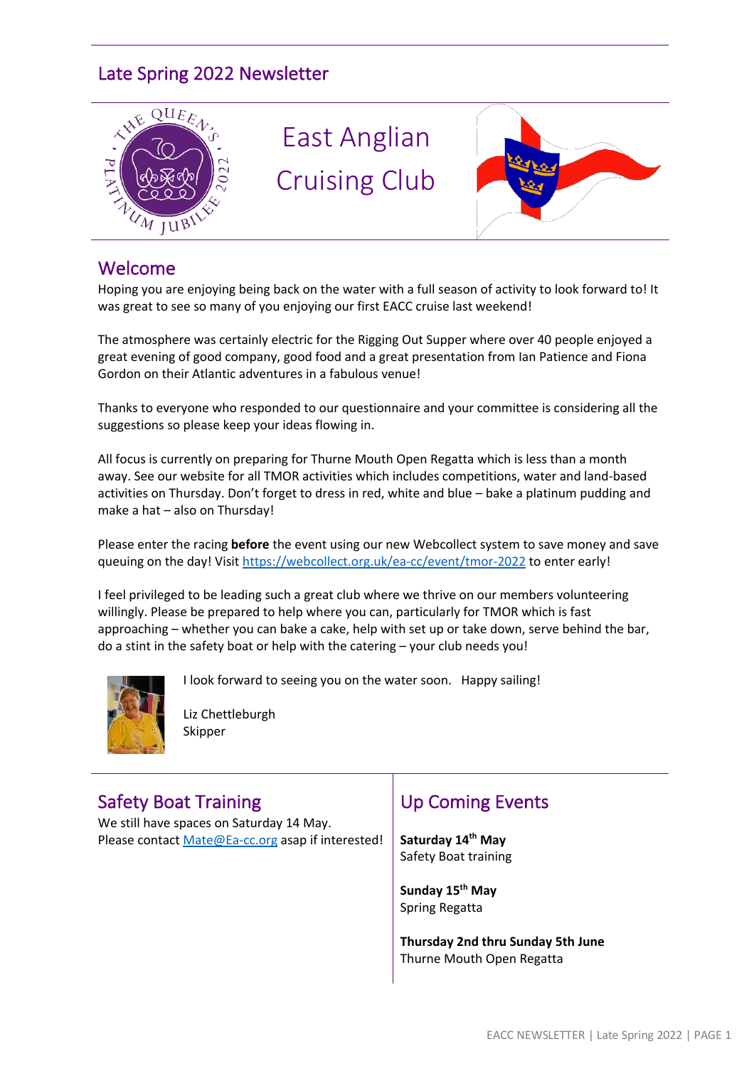# Late Spring 2022 Newsletter

East Anglian Cruising Club

## Welcome

Hoping you are enjoying being back on the water with a full season of activity to look forward to! It was great to see so many of you enjoying our first EACC cruise last weekend!

The atmosphere was certainly electric for the Rigging Out Supper where over 40 people enjoyed a great evening of good company, good food and a great presentation from Ian Patience and Fiona Gordon on their Atlantic adventures in a fabulous venue!

Thanks to everyone who responded to our questionnaire and your committee is considering all the suggestions so please keep your ideas flowing in.

All focus is currently on preparing for Thurne Mouth Open Regatta which is less than a month away. See our website for all TMOR activities which includes competitions, water and land-based activities on Thursday. Don't forget to dress in red, white and blue – bake a platinum pudding and make a hat – also on Thursday!

Please enter the racing **before** the event using our new Webcollect system to save money and save queuing on the day! Visit https://webcollect.org.uk/ea-cc/event/tmor-2022 to enter early!

I feel privileged to be leading such a great club where we thrive on our members volunteering willingly. Please be prepared to help where you can, particularly for TMOR which is fast approaching – whether you can bake a cake, help with set up or take down, serve behind the bar, do a stint in the safety boat or help with the catering – your club needs you!

I look forward to seeing you on the water soon. Happy sailing!

Liz Chettleburgh
Skipper

## Safety Boat Training

We still have spaces on Saturday 14 May.
Please contact Mate@Ea-cc.org asap if interested!

## Up Coming Events

**Saturday 14th May**
Safety Boat training

**Sunday 15th May**
Spring Regatta

**Thursday 2nd thru Sunday 5th June**
Thurne Mouth Open Regatta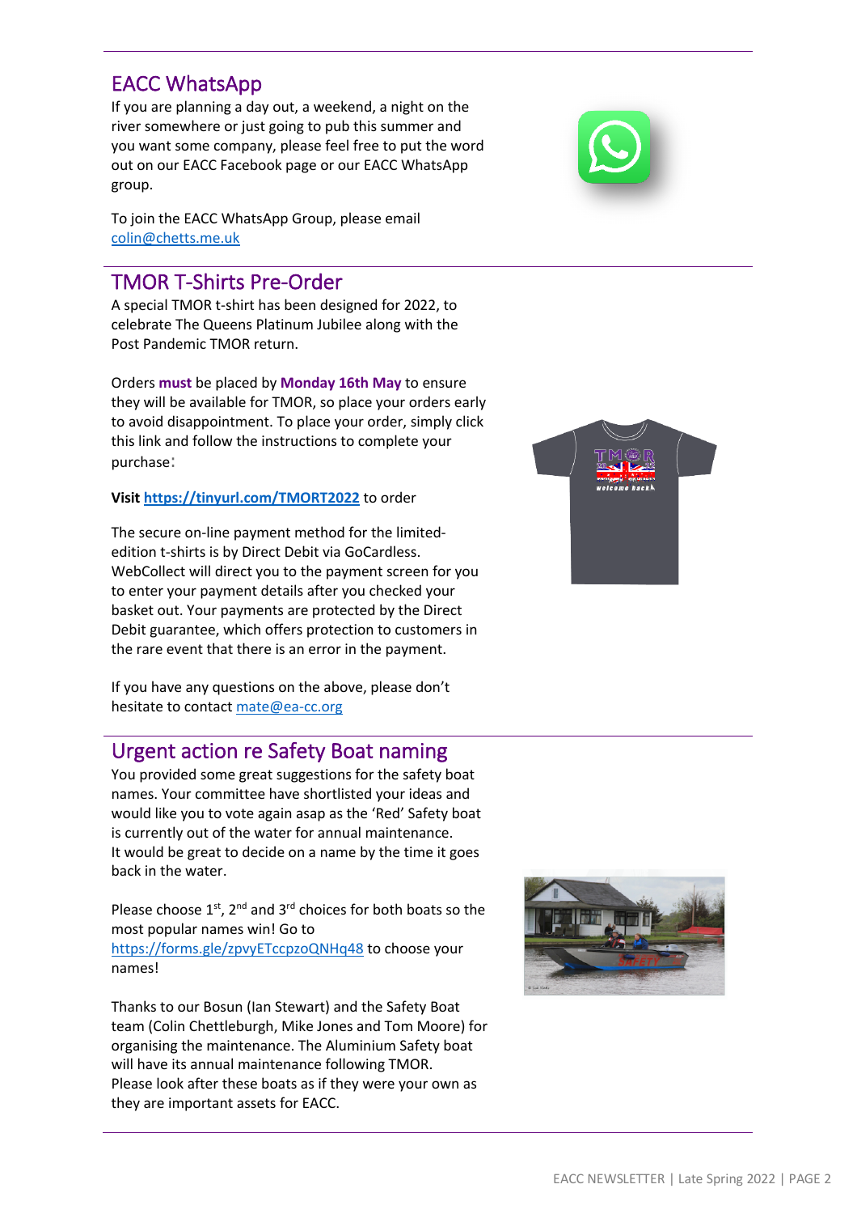## EACC WhatsApp

If you are planning a day out, a weekend, a night on the river somewhere or just going to pub this summer and you want some company, please feel free to put the word out on our EACC Facebook page or our EACC WhatsApp group.

To join the EACC WhatsApp Group, please email colin@chetts.me.uk

## TMOR T-Shirts Pre-Order

A special TMOR t-shirt has been designed for 2022, to celebrate The Queens Platinum Jubilee along with the Post Pandemic TMOR return.

Orders **must** be placed by **Monday 16th May** to ensure they will be available for TMOR, so place your orders early to avoid disappointment. To place your order, simply click this link and follow the instructions to complete your purchase:

**Visit https://tinyurl.com/TMORT2022** to order

The secure on-line payment method for the limited-edition t-shirts is by Direct Debit via GoCardless. WebCollect will direct you to the payment screen for you to enter your payment details after you checked your basket out. Your payments are protected by the Direct Debit guarantee, which offers protection to customers in the rare event that there is an error in the payment.

If you have any questions on the above, please don't hesitate to contact mate@ea-cc.org

## Urgent action re Safety Boat naming

You provided some great suggestions for the safety boat names. Your committee have shortlisted your ideas and would like you to vote again asap as the 'Red' Safety boat is currently out of the water for annual maintenance. It would be great to decide on a name by the time it goes back in the water.

Please choose 1st, 2nd and 3rd choices for both boats so the most popular names win! Go to https://forms.gle/zpvyETccpzoQNHq48 to choose your names!

Thanks to our Bosun (Ian Stewart) and the Safety Boat team (Colin Chettleburgh, Mike Jones and Tom Moore) for organising the maintenance. The Aluminium Safety boat will have its annual maintenance following TMOR. Please look after these boats as if they were your own as they are important assets for EACC.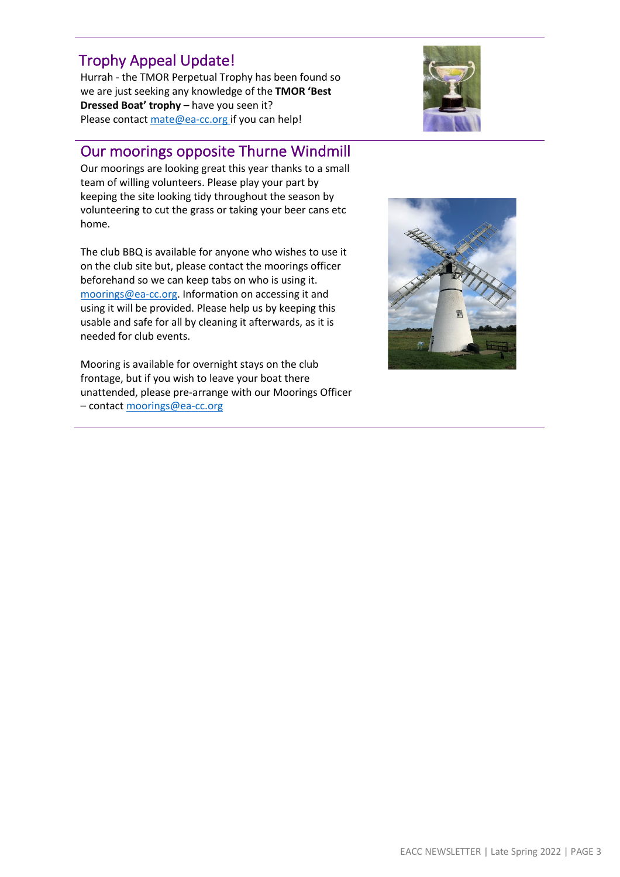## Trophy Appeal Update!

Hurrah - the TMOR Perpetual Trophy has been found so we are just seeking any knowledge of the **TMOR 'Best Dressed Boat' trophy** – have you seen it?
Please contact mate@ea-cc.org if you can help!

## Our moorings opposite Thurne Windmill

Our moorings are looking great this year thanks to a small team of willing volunteers. Please play your part by keeping the site looking tidy throughout the season by volunteering to cut the grass or taking your beer cans etc home.

The club BBQ is available for anyone who wishes to use it on the club site but, please contact the moorings officer beforehand so we can keep tabs on who is using it. moorings@ea-cc.org. Information on accessing it and using it will be provided. Please help us by keeping this usable and safe for all by cleaning it afterwards, as it is needed for club events.

Mooring is available for overnight stays on the club frontage, but if you wish to leave your boat there unattended, please pre-arrange with our Moorings Officer – contact moorings@ea-cc.org